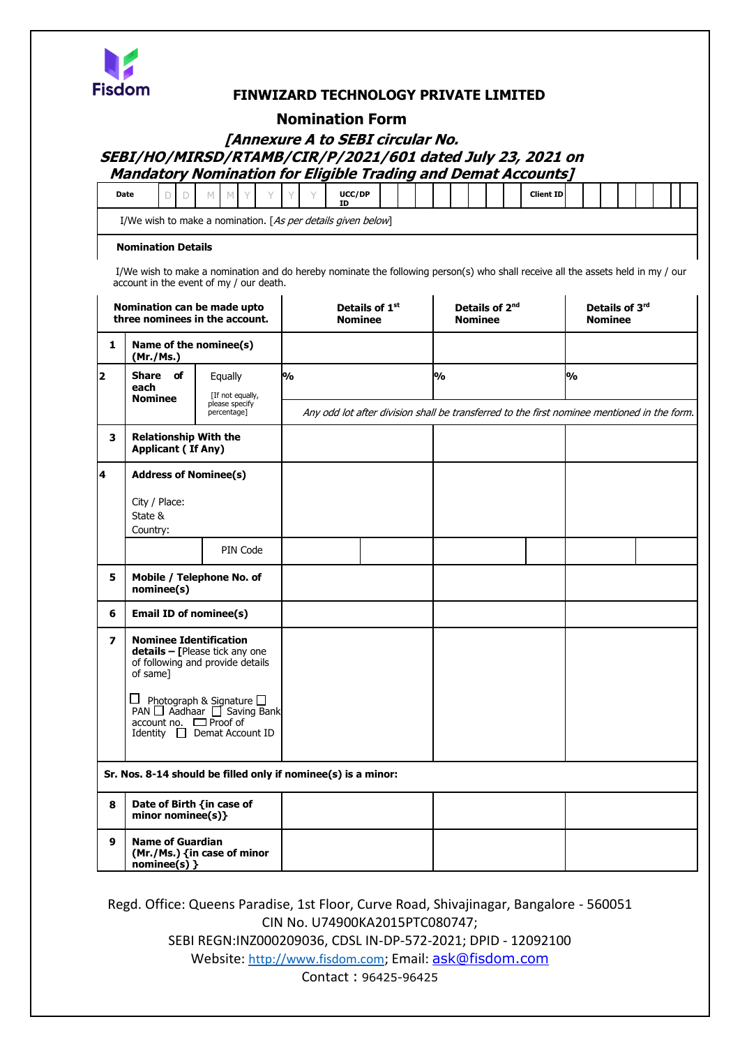Fisdom

# FINWIZARD TECHNOLOGY PRIVATE LIMITED

## Nomination Form

### *[Annexure A to SEBI circular No. SEBI/HO/MIRSD/RTAMB/CIR/P/2021/601 dated July 23, 2021 on Mandatory Nomination for Eligible Trading and Demat Accounts]*

| Date | D D M M Y Y Y Y | UCC/DP ID | | Client ID | |
|---|---|---|---|---|---|

I/We wish to make a nomination. [*As per details given below*]

**Nomination Details**

I/We wish to make a nomination and do hereby nominate the following person(s) who shall receive all the assets held in my / our account in the event of my / our death.

| **Nomination can be made upto three nominees in the account.** | | | **Details of 1st Nominee** | **Details of 2nd Nominee** | **Details of 3rd Nominee** |
|---|---|---|---|---|---|
| **1** | **Name of the nominee(s) (Mr./Ms.)** | | | | |
| **2** | **Share of each Nominee** | Equally [If not equally, please specify percentage] | % | % | % |
| | | | *Any odd lot after division shall be transferred to the first nominee mentioned in the form.* | | |
| **3** | **Relationship With the Applicant ( If Any)** | | | | |
| **4** | **Address of Nominee(s)** City / Place: State & Country: | | | | |
| | | PIN Code | | | |
| **5** | **Mobile / Telephone No. of nominee(s)** | | | | |
| **6** | **Email ID of nominee(s)** | | | | |
| **7** | **Nominee Identification details – [**Please tick any one of following and provide details of same] ☐ Photograph & Signature ☐ PAN ☐ Aadhaar ☐ Saving Bank account no. ☐ Proof of Identity ☐ Demat Account ID | | | | |
| **Sr. Nos. 8-14 should be filled only if nominee(s) is a minor:** | | | | | |
| **8** | **Date of Birth {in case of minor nominee(s)}** | | | | |
| **9** | **Name of Guardian (Mr./Ms.) {in case of minor nominee(s) }** | | | | |

Regd. Office: Queens Paradise, 1st Floor, Curve Road, Shivajinagar, Bangalore - 560051
CIN No. U74900KA2015PTC080747;
SEBI REGN:INZ000209036, CDSL IN-DP-572-2021; DPID - 12092100
Website: http://www.fisdom.com; Email: ask@fisdom.com
Contact : 96425-96425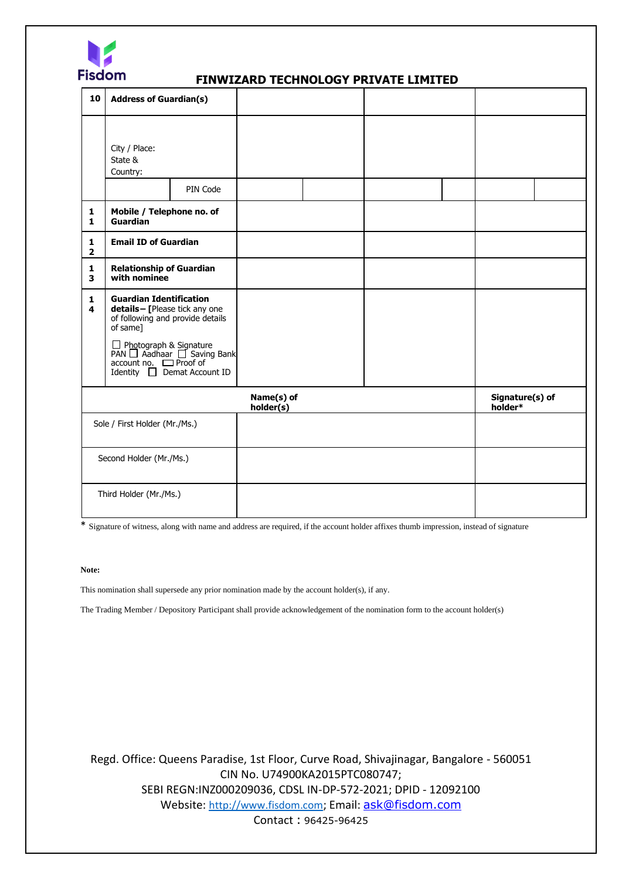Fisdom

## FINWIZARD TECHNOLOGY PRIVATE LIMITED

| | | | | |
|---|---|---|---|---|
| 10 | **Address of Guardian(s)** | | | |
| | City / Place:<br>State &<br>Country: | | | |
| | PIN Code | | | |
| 11 | **Mobile / Telephone no. of Guardian** | | | |
| 12 | **Email ID of Guardian** | | | |
| 13 | **Relationship of Guardian with nominee** | | | |
| 14 | **Guardian Identification details– [**Please tick any one of following and provide details of same]<br><br>☐ Photograph & Signature PAN ☐ Aadhaar ☐ Saving Bank account no. ☐ Proof of Identity ☐ Demat Account ID | | | |

| | Name(s) of holder(s) | Signature(s) of holder* |
|---|---|---|
| Sole / First Holder (Mr./Ms.) | | |
| Second Holder (Mr./Ms.) | | |
| Third Holder (Mr./Ms.) | | |

* Signature of witness, along with name and address are required, if the account holder affixes thumb impression, instead of signature

**Note:**

This nomination shall supersede any prior nomination made by the account holder(s), if any.

The Trading Member / Depository Participant shall provide acknowledgement of the nomination form to the account holder(s)

Regd. Office: Queens Paradise, 1st Floor, Curve Road, Shivajinagar, Bangalore - 560051
CIN No. U74900KA2015PTC080747;
SEBI REGN:INZ000209036, CDSL IN-DP-572-2021; DPID - 12092100
Website: http://www.fisdom.com; Email: ask@fisdom.com
Contact : 96425-96425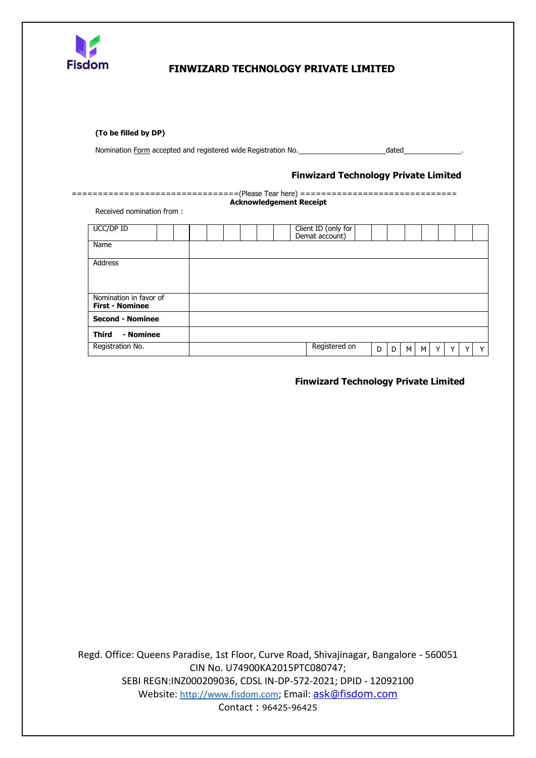Fisdom

# FINWIZARD TECHNOLOGY PRIVATE LIMITED

**(To be filled by DP)**

Nomination Form accepted and registered wide Registration No.____________________dated_____________.

**Finwizard Technology Private Limited**

================================(Please Tear here) ==============================

**Acknowledgement Receipt**

Received nomination from :

| | | | | | | | | | | | | | | | | | | |
|---|---|---|---|---|---|---|---|---|---|---|---|---|---|---|---|---|---|---|
| UCC/DP ID | | | | | | | | | Client ID (only for Demat account) | | | | | | | | | |
| Name | | | | | | | | | | | | | | | | | | |
| Address | | | | | | | | | | | | | | | | | | |
| Nomination in favor of **First - Nominee** | | | | | | | | | | | | | | | | | | |
| **Second - Nominee** | | | | | | | | | | | | | | | | | | |
| **Third - Nominee** | | | | | | | | | | | | | | | | | | |
| Registration No. | | | | | | | | | Registered on | | D | D | M | M | Y | Y | Y | Y |

**Finwizard Technology Private Limited**

Regd. Office: Queens Paradise, 1st Floor, Curve Road, Shivajinagar, Bangalore - 560051
CIN No. U74900KA2015PTC080747;
SEBI REGN:INZ000209036, CDSL IN-DP-572-2021; DPID - 12092100
Website: http://www.fisdom.com; Email: ask@fisdom.com
Contact : 96425-96425